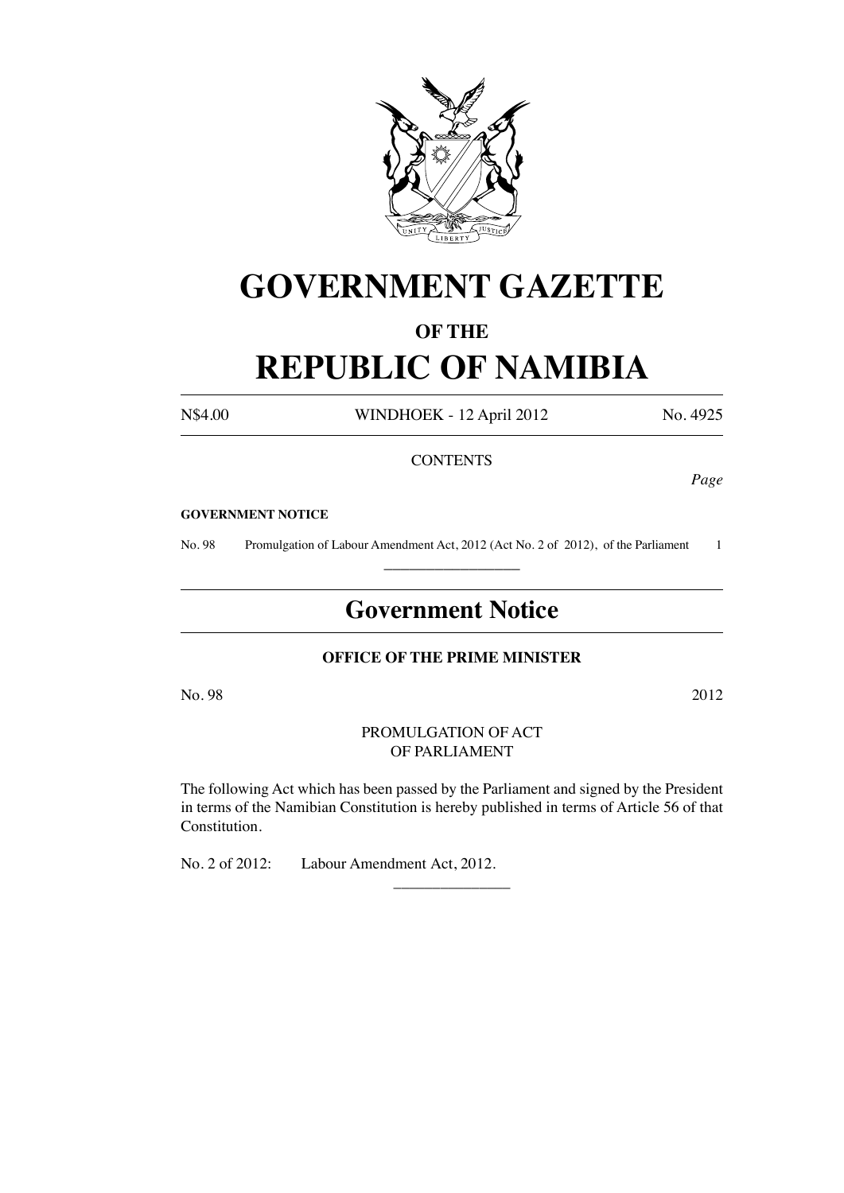# GOVERNMENT GAZETTE

## OF THE

# REPUBLIC OF NAMIBIA

N$4.00 WINDHOEK - 12 April 2012 No. 4925

CONTENTS

*Page*

**GOVERNMENT NOTICE**

No. 98 Promulgation of Labour Amendment Act, 2012 (Act No. 2 of 2012), of the Parliament 1

---

## Government Notice

**OFFICE OF THE PRIME MINISTER**

No. 98 2012

PROMULGATION OF ACT
OF PARLIAMENT

The following Act which has been passed by the Parliament and signed by the President in terms of the Namibian Constitution is hereby published in terms of Article 56 of that Constitution.

No. 2 of 2012: Labour Amendment Act, 2012.

---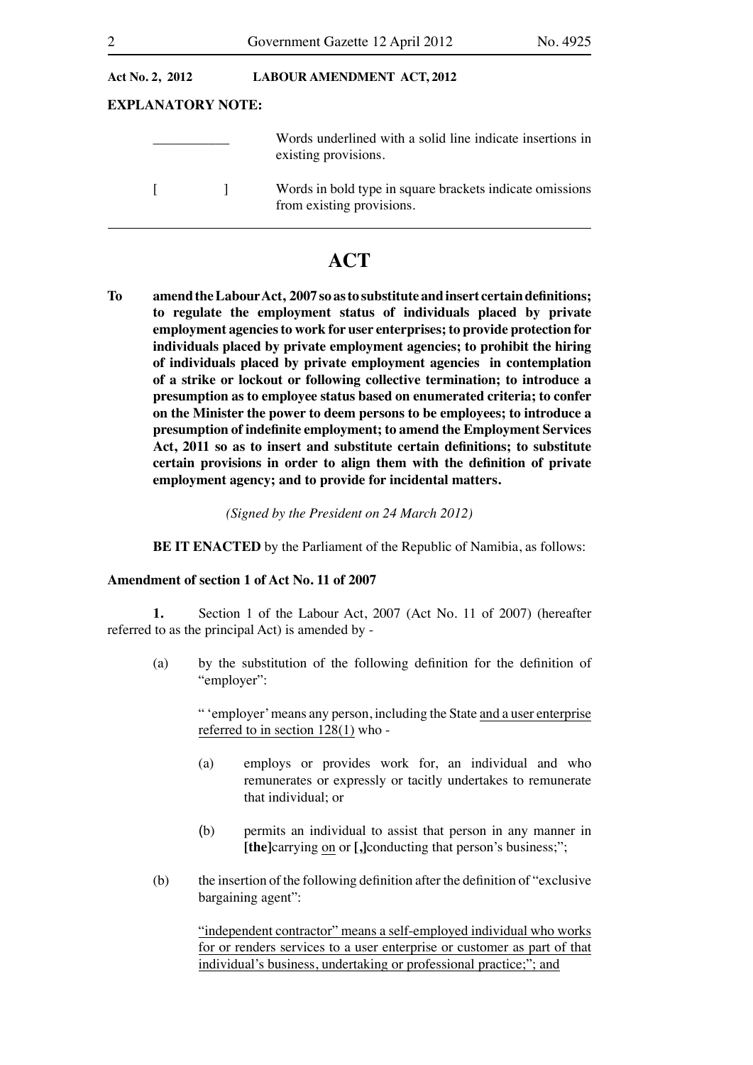**Act No. 2, 2012 LABOUR AMENDMENT ACT, 2012**

**EXPLANATORY NOTE:**

| | |
|---|---|
| \_\_\_\_\_\_\_\_\_\_\_ | Words underlined with a solid line indicate insertions in existing provisions. |
| [ ] | Words in bold type in square brackets indicate omissions from existing provisions. |

---

# ACT

**To amend the Labour Act, 2007 so as to substitute and insert certain definitions; to regulate the employment status of individuals placed by private employment agencies to work for user enterprises; to provide protection for individuals placed by private employment agencies; to prohibit the hiring of individuals placed by private employment agencies in contemplation of a strike or lockout or following collective termination; to introduce a presumption as to employee status based on enumerated criteria; to confer on the Minister the power to deem persons to be employees; to introduce a presumption of indefinite employment; to amend the Employment Services Act, 2011 so as to insert and substitute certain definitions; to substitute certain provisions in order to align them with the definition of private employment agency; and to provide for incidental matters.**

*(Signed by the President on 24 March 2012)*

**BE IT ENACTED** by the Parliament of the Republic of Namibia, as follows:

**Amendment of section 1 of Act No. 11 of 2007**

**1.** Section 1 of the Labour Act, 2007 (Act No. 11 of 2007) (hereafter referred to as the principal Act) is amended by -

(a) by the substitution of the following definition for the definition of "employer":

" 'employer' means any person, including the State <u>and a user enterprise referred to in section 128(1)</u> who -

(a) employs or provides work for, an individual and who remunerates or expressly or tacitly undertakes to remunerate that individual; or

(b) permits an individual to assist that person in any manner in **[the]**carrying <u>on</u> or **[,]**conducting that person's business;";

(b) the insertion of the following definition after the definition of "exclusive bargaining agent":

<u>"independent contractor" means a self-employed individual who works for or renders services to a user enterprise or customer as part of that individual's business, undertaking or professional practice;"; and</u>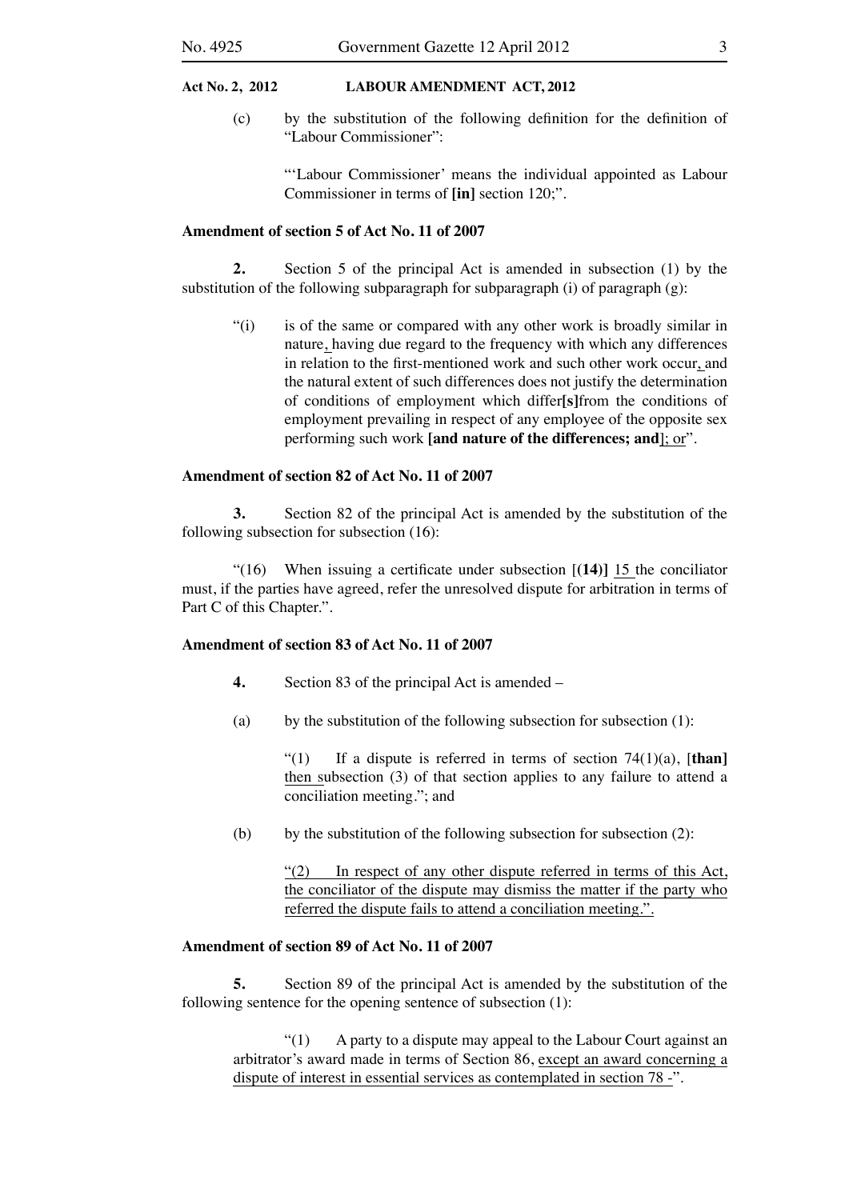**Act No. 2, 2012 LABOUR AMENDMENT ACT, 2012**

(c) by the substitution of the following definition for the definition of "Labour Commissioner":

> "'Labour Commissioner' means the individual appointed as Labour Commissioner in terms of **[in]** section 120;".

**Amendment of section 5 of Act No. 11 of 2007**

**2.** Section 5 of the principal Act is amended in subsection (1) by the substitution of the following subparagraph for subparagraph (i) of paragraph (g):

> "(i) is of the same or compared with any other work is broadly similar in nature, having due regard to the frequency with which any differences in relation to the first-mentioned work and such other work occur, and the natural extent of such differences does not justify the determination of conditions of employment which differ**[s]**from the conditions of employment prevailing in respect of any employee of the opposite sex performing such work **[and nature of the differences; and]**; or".

**Amendment of section 82 of Act No. 11 of 2007**

**3.** Section 82 of the principal Act is amended by the substitution of the following subsection for subsection (16):

> "(16) When issuing a certificate under subsection [**(14)]** 15 the conciliator must, if the parties have agreed, refer the unresolved dispute for arbitration in terms of Part C of this Chapter.".

**Amendment of section 83 of Act No. 11 of 2007**

**4.** Section 83 of the principal Act is amended –

(a) by the substitution of the following subsection for subsection (1):

> "(1) If a dispute is referred in terms of section 74(1)(a), [**than]** then subsection (3) of that section applies to any failure to attend a conciliation meeting."; and

(b) by the substitution of the following subsection for subsection (2):

> "(2) In respect of any other dispute referred in terms of this Act, the conciliator of the dispute may dismiss the matter if the party who referred the dispute fails to attend a conciliation meeting.".

**Amendment of section 89 of Act No. 11 of 2007**

**5.** Section 89 of the principal Act is amended by the substitution of the following sentence for the opening sentence of subsection (1):

> "(1) A party to a dispute may appeal to the Labour Court against an arbitrator's award made in terms of Section 86, except an award concerning a dispute of interest in essential services as contemplated in section 78 -".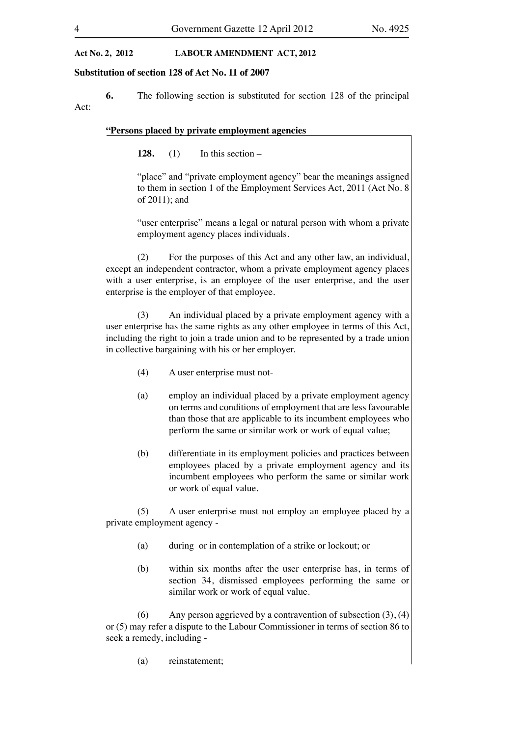**Act No. 2, 2012 LABOUR AMENDMENT ACT, 2012**

**Substitution of section 128 of Act No. 11 of 2007**

**6.** The following section is substituted for section 128 of the principal Act:

**"Persons placed by private employment agencies**

**128.** (1) In this section –

"place" and "private employment agency" bear the meanings assigned to them in section 1 of the Employment Services Act, 2011 (Act No. 8 of 2011); and

"user enterprise" means a legal or natural person with whom a private employment agency places individuals.

(2) For the purposes of this Act and any other law, an individual, except an independent contractor, whom a private employment agency places with a user enterprise, is an employee of the user enterprise, and the user enterprise is the employer of that employee.

(3) An individual placed by a private employment agency with a user enterprise has the same rights as any other employee in terms of this Act, including the right to join a trade union and to be represented by a trade union in collective bargaining with his or her employer.

(4) A user enterprise must not-

(a) employ an individual placed by a private employment agency on terms and conditions of employment that are less favourable than those that are applicable to its incumbent employees who perform the same or similar work or work of equal value;

(b) differentiate in its employment policies and practices between employees placed by a private employment agency and its incumbent employees who perform the same or similar work or work of equal value.

(5) A user enterprise must not employ an employee placed by a private employment agency -

(a) during or in contemplation of a strike or lockout; or

(b) within six months after the user enterprise has, in terms of section 34, dismissed employees performing the same or similar work or work of equal value.

(6) Any person aggrieved by a contravention of subsection (3), (4) or (5) may refer a dispute to the Labour Commissioner in terms of section 86 to seek a remedy, including -

(a) reinstatement;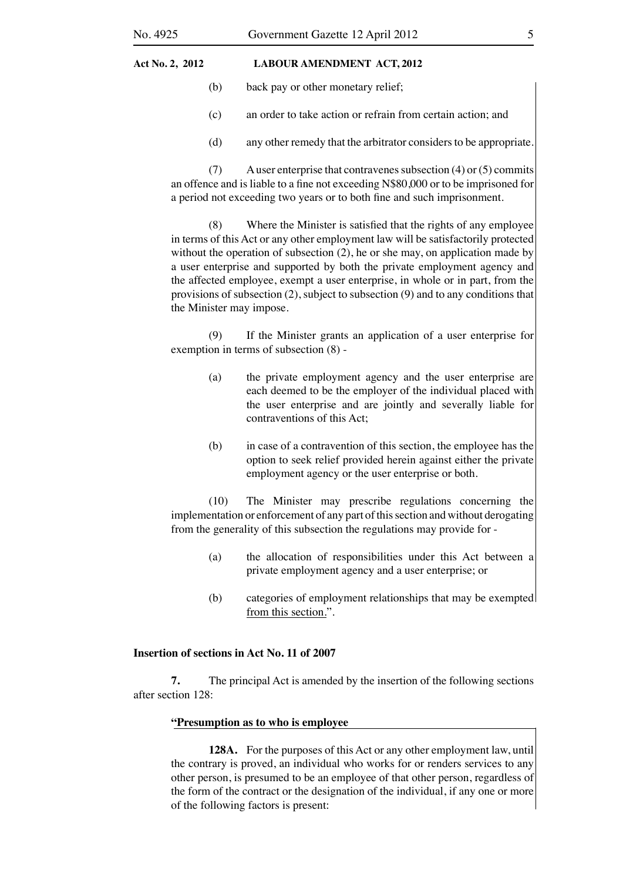(b) back pay or other monetary relief;

(c) an order to take action or refrain from certain action; and

(d) any other remedy that the arbitrator considers to be appropriate.

(7) A user enterprise that contravenes subsection (4) or (5) commits an offence and is liable to a fine not exceeding N$80,000 or to be imprisoned for a period not exceeding two years or to both fine and such imprisonment.

(8) Where the Minister is satisfied that the rights of any employee in terms of this Act or any other employment law will be satisfactorily protected without the operation of subsection (2), he or she may, on application made by a user enterprise and supported by both the private employment agency and the affected employee, exempt a user enterprise, in whole or in part, from the provisions of subsection (2), subject to subsection (9) and to any conditions that the Minister may impose.

(9) If the Minister grants an application of a user enterprise for exemption in terms of subsection (8) -

(a) the private employment agency and the user enterprise are each deemed to be the employer of the individual placed with the user enterprise and are jointly and severally liable for contraventions of this Act;

(b) in case of a contravention of this section, the employee has the option to seek relief provided herein against either the private employment agency or the user enterprise or both.

(10) The Minister may prescribe regulations concerning the implementation or enforcement of any part of this section and without derogating from the generality of this subsection the regulations may provide for -

(a) the allocation of responsibilities under this Act between a private employment agency and a user enterprise; or

(b) categories of employment relationships that may be exempted from this section.".

**Insertion of sections in Act No. 11 of 2007**

**7.** The principal Act is amended by the insertion of the following sections after section 128:

**"Presumption as to who is employee**

**128A.** For the purposes of this Act or any other employment law, until the contrary is proved, an individual who works for or renders services to any other person, is presumed to be an employee of that other person, regardless of the form of the contract or the designation of the individual, if any one or more of the following factors is present: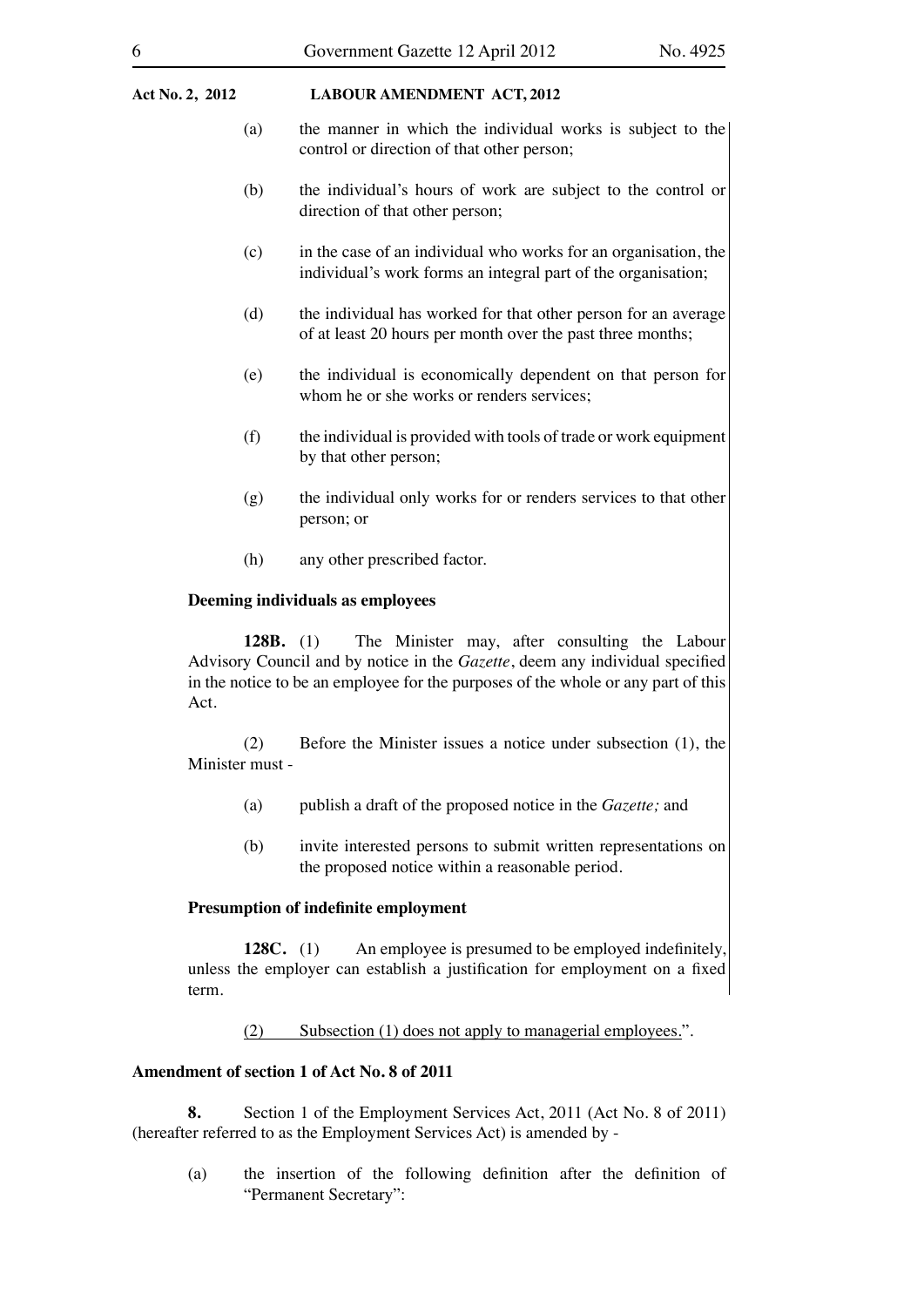(a) the manner in which the individual works is subject to the control or direction of that other person;

(b) the individual's hours of work are subject to the control or direction of that other person;

(c) in the case of an individual who works for an organisation, the individual's work forms an integral part of the organisation;

(d) the individual has worked for that other person for an average of at least 20 hours per month over the past three months;

(e) the individual is economically dependent on that person for whom he or she works or renders services;

(f) the individual is provided with tools of trade or work equipment by that other person;

(g) the individual only works for or renders services to that other person; or

(h) any other prescribed factor.

**Deeming individuals as employees**

**128B.** (1) The Minister may, after consulting the Labour Advisory Council and by notice in the *Gazette*, deem any individual specified in the notice to be an employee for the purposes of the whole or any part of this Act.

(2) Before the Minister issues a notice under subsection (1), the Minister must -

(a) publish a draft of the proposed notice in the *Gazette;* and

(b) invite interested persons to submit written representations on the proposed notice within a reasonable period.

**Presumption of indefinite employment**

**128C.** (1) An employee is presumed to be employed indefinitely, unless the employer can establish a justification for employment on a fixed term.

<u>(2) Subsection (1) does not apply to managerial employees.</u>".

**Amendment of section 1 of Act No. 8 of 2011**

**8.** Section 1 of the Employment Services Act, 2011 (Act No. 8 of 2011) (hereafter referred to as the Employment Services Act) is amended by -

(a) the insertion of the following definition after the definition of "Permanent Secretary":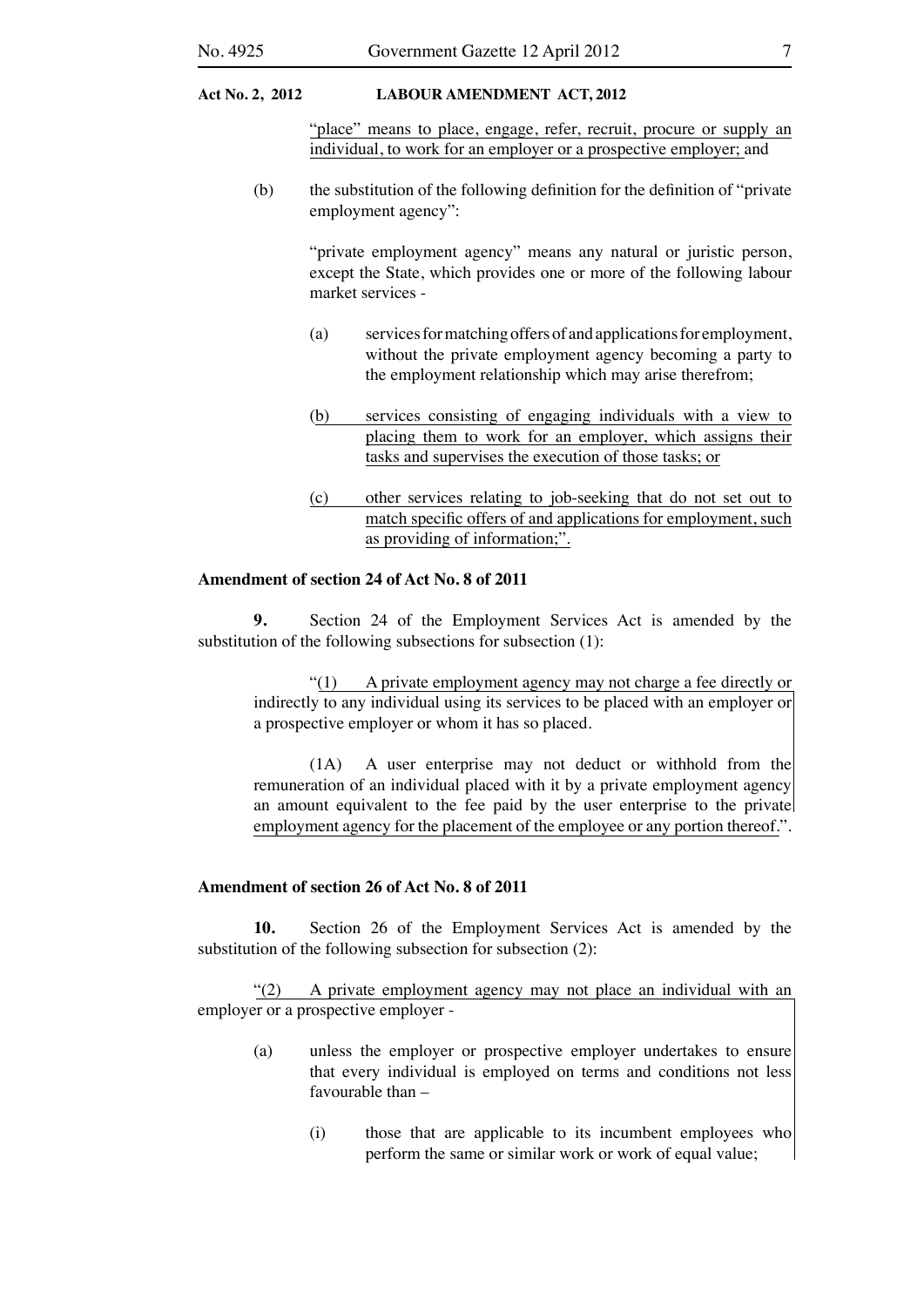"place" means to place, engage, refer, recruit, procure or supply an individual, to work for an employer or a prospective employer; and

(b) the substitution of the following definition for the definition of "private employment agency":

"private employment agency" means any natural or juristic person, except the State, which provides one or more of the following labour market services -

(a) services for matching offers of and applications for employment, without the private employment agency becoming a party to the employment relationship which may arise therefrom;

(b) services consisting of engaging individuals with a view to placing them to work for an employer, which assigns their tasks and supervises the execution of those tasks; or

(c) other services relating to job-seeking that do not set out to match specific offers of and applications for employment, such as providing of information;".

### Amendment of section 24 of Act No. 8 of 2011

**9.** Section 24 of the Employment Services Act is amended by the substitution of the following subsections for subsection (1):

"(1) A private employment agency may not charge a fee directly or indirectly to any individual using its services to be placed with an employer or a prospective employer or whom it has so placed.

(1A) A user enterprise may not deduct or withhold from the remuneration of an individual placed with it by a private employment agency an amount equivalent to the fee paid by the user enterprise to the private employment agency for the placement of the employee or any portion thereof.".

### Amendment of section 26 of Act No. 8 of 2011

**10.** Section 26 of the Employment Services Act is amended by the substitution of the following subsection for subsection (2):

"(2) A private employment agency may not place an individual with an employer or a prospective employer -

(a) unless the employer or prospective employer undertakes to ensure that every individual is employed on terms and conditions not less favourable than –

(i) those that are applicable to its incumbent employees who perform the same or similar work or work of equal value;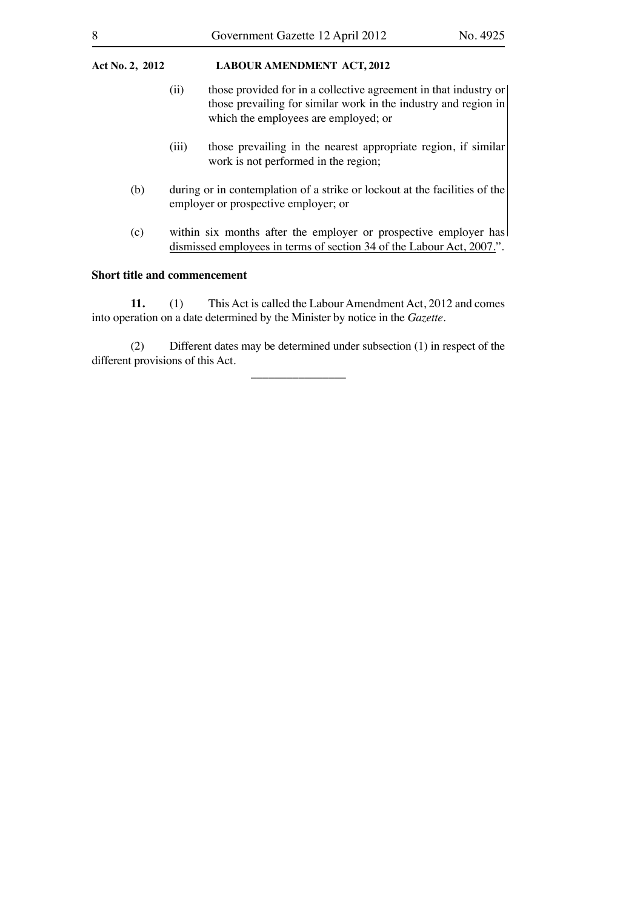(ii) those provided for in a collective agreement in that industry or those prevailing for similar work in the industry and region in which the employees are employed; or

(iii) those prevailing in the nearest appropriate region, if similar work is not performed in the region;

(b) during or in contemplation of a strike or lockout at the facilities of the employer or prospective employer; or

(c) within six months after the employer or prospective employer has dismissed employees in terms of section 34 of the Labour Act, 2007.".

**Short title and commencement**

**11.** (1) This Act is called the Labour Amendment Act, 2012 and comes into operation on a date determined by the Minister by notice in the *Gazette*.

(2) Different dates may be determined under subsection (1) in respect of the different provisions of this Act.

________________